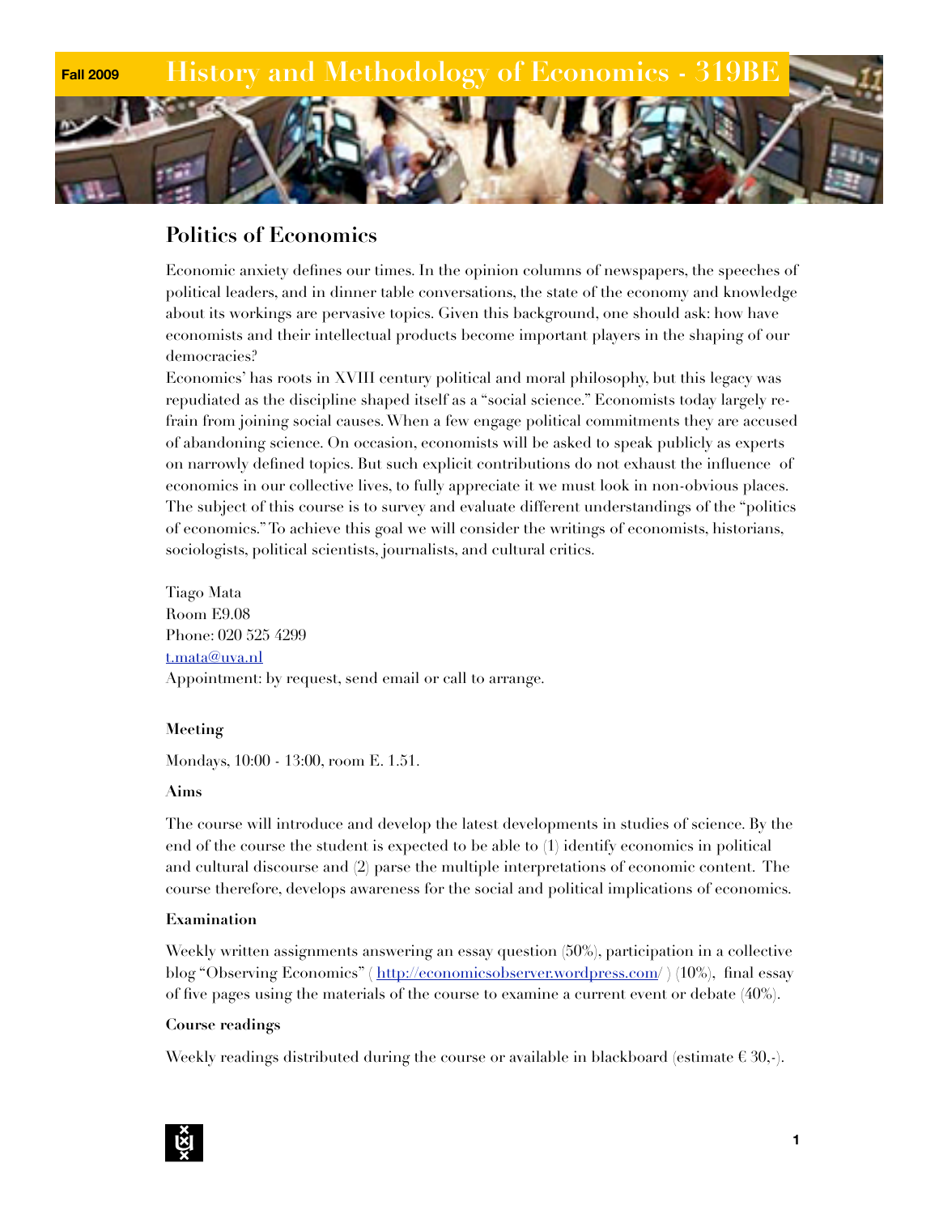Fall 2009

# History and Methodology of Economics - 319BE

## Politics of Economics

Economic anxiety defines our times. In the opinion columns of newspapers, the speeches of political leaders, and in dinner table conversations, the state of the economy and knowledge about its workings are pervasive topics. Given this background, one should ask: how have economists and their intellectual products become important players in the shaping of our democracies?

Economics' has roots in XVIII century political and moral philosophy, but this legacy was repudiated as the discipline shaped itself as a "social science." Economists today largely refrain from joining social causes. When a few engage political commitments they are accused of abandoning science. On occasion, economists will be asked to speak publicly as experts on narrowly defined topics. But such explicit contributions do not exhaust the influence of economics in our collective lives, to fully appreciate it we must look in non-obvious places. The subject of this course is to survey and evaluate different understandings of the "politics of economics." To achieve this goal we will consider the writings of economists, historians, sociologists, political scientists, journalists, and cultural critics.

Tiago Mata
Room E9.08
Phone: 020 525 4299
[t.mata@uva.nl](mailto:t.mata@uva.nl)
Appointment: by request, send email or call to arrange.

**Meeting**

Mondays, 10:00 - 13:00, room E. 1.51.

**Aims**

The course will introduce and develop the latest developments in studies of science. By the end of the course the student is expected to be able to (1) identify economics in political and cultural discourse and (2) parse the multiple interpretations of economic content. The course therefore, develops awareness for the social and political implications of economics.

**Examination**

Weekly written assignments answering an essay question (50%), participation in a collective blog "Observing Economics" ( [http://economicsobserver.wordpress.com/](http://economicsobserver.wordpress.com/) ) (10%), final essay of five pages using the materials of the course to examine a current event or debate (40%).

**Course readings**

Weekly readings distributed during the course or available in blackboard (estimate € 30,-).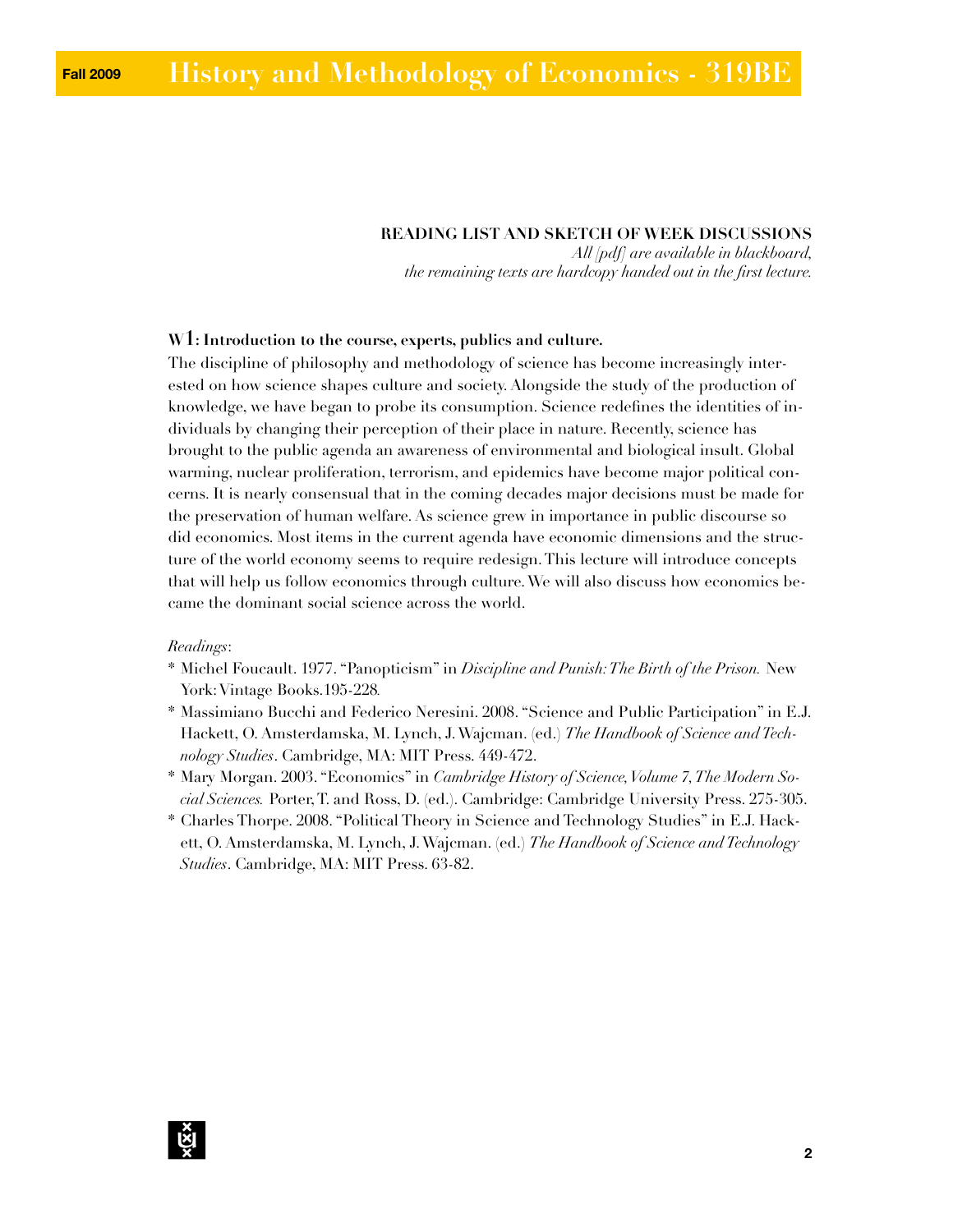**READING LIST AND SKETCH OF WEEK DISCUSSIONS**

*All [pdf] are available in blackboard, the remaining texts are hardcopy handed out in the first lecture.*

## W1: Introduction to the course, experts, publics and culture.

The discipline of philosophy and methodology of science has become increasingly interested on how science shapes culture and society. Alongside the study of the production of knowledge, we have began to probe its consumption. Science redefines the identities of individuals by changing their perception of their place in nature. Recently, science has brought to the public agenda an awareness of environmental and biological insult. Global warming, nuclear proliferation, terrorism, and epidemics have become major political concerns. It is nearly consensual that in the coming decades major decisions must be made for the preservation of human welfare. As science grew in importance in public discourse so did economics. Most items in the current agenda have economic dimensions and the structure of the world economy seems to require redesign. This lecture will introduce concepts that will help us follow economics through culture. We will also discuss how economics became the dominant social science across the world.

*Readings*:

* Michel Foucault. 1977. "Panopticism" in *Discipline and Punish: The Birth of the Prison.* New York: Vintage Books.195-228.
* Massimiano Bucchi and Federico Neresini. 2008. "Science and Public Participation" in E.J. Hackett, O. Amsterdamska, M. Lynch, J. Wajcman. (ed.) *The Handbook of Science and Technology Studies*. Cambridge, MA: MIT Press. 449-472.
* Mary Morgan. 2003. "Economics" in *Cambridge History of Science, Volume 7, The Modern Social Sciences.* Porter, T. and Ross, D. (ed.). Cambridge: Cambridge University Press. 275-305.
* Charles Thorpe. 2008. "Political Theory in Science and Technology Studies" in E.J. Hackett, O. Amsterdamska, M. Lynch, J. Wajcman. (ed.) *The Handbook of Science and Technology Studies*. Cambridge, MA: MIT Press. 63-82.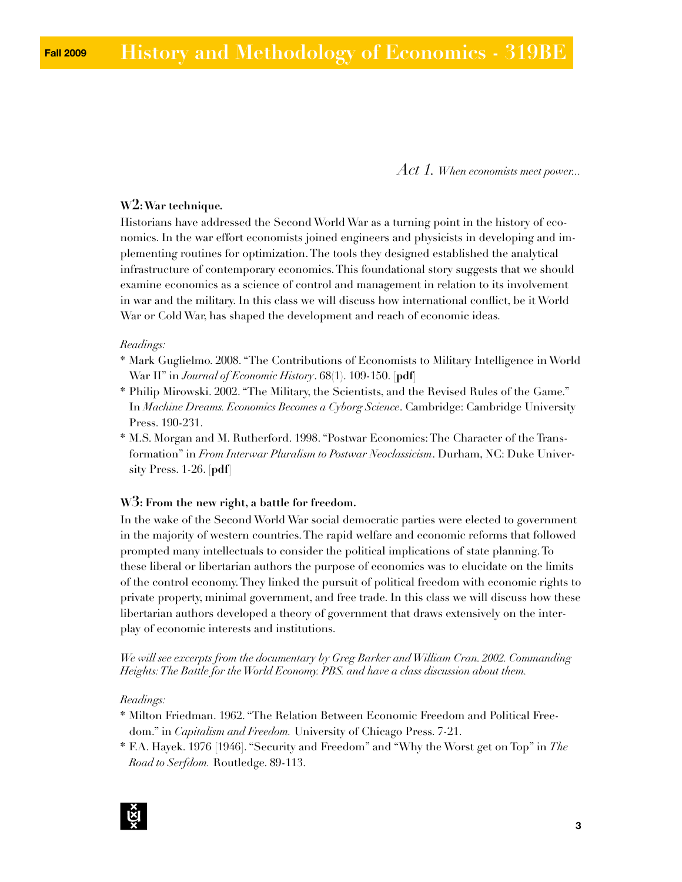*Act 1. When economists meet power...*

### W2: War technique.

Historians have addressed the Second World War as a turning point in the history of economics. In the war effort economists joined engineers and physicists in developing and implementing routines for optimization. The tools they designed established the analytical infrastructure of contemporary economics. This foundational story suggests that we should examine economics as a science of control and management in relation to its involvement in war and the military. In this class we will discuss how international conflict, be it World War or Cold War, has shaped the development and reach of economic ideas.

*Readings:*

* Mark Guglielmo. 2008. "The Contributions of Economists to Military Intelligence in World War II" in *Journal of Economic History*. 68(1). 109-150. [**pdf**]
* Philip Mirowski. 2002. "The Military, the Scientists, and the Revised Rules of the Game." In *Machine Dreams. Economics Becomes a Cyborg Science*. Cambridge: Cambridge University Press. 190-231.
* M.S. Morgan and M. Rutherford. 1998. "Postwar Economics: The Character of the Transformation" in *From Interwar Pluralism to Postwar Neoclassicism*. Durham, NC: Duke University Press. 1-26. [**pdf**]

### W3: From the new right, a battle for freedom.

In the wake of the Second World War social democratic parties were elected to government in the majority of western countries. The rapid welfare and economic reforms that followed prompted many intellectuals to consider the political implications of state planning. To these liberal or libertarian authors the purpose of economics was to elucidate on the limits of the control economy. They linked the pursuit of political freedom with economic rights to private property, minimal government, and free trade. In this class we will discuss how these libertarian authors developed a theory of government that draws extensively on the interplay of economic interests and institutions.

*We will see excerpts from the documentary by Greg Barker and William Cran. 2002. Commanding Heights: The Battle for the World Economy. PBS. and have a class discussion about them.*

*Readings:*

* Milton Friedman. 1962. "The Relation Between Economic Freedom and Political Freedom." in *Capitalism and Freedom.* University of Chicago Press. 7-21.
* F.A. Hayek. 1976 [1946]. "Security and Freedom" and "Why the Worst get on Top" in *The Road to Serfdom.* Routledge. 89-113.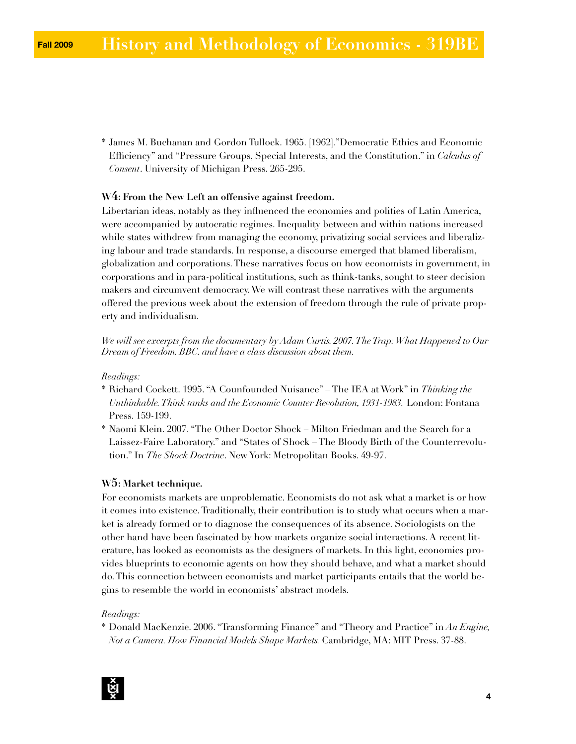* James M. Buchanan and Gordon Tullock. 1965. [1962]."Democratic Ethics and Economic Efficiency" and "Pressure Groups, Special Interests, and the Constitution." in *Calculus of Consent*. University of Michigan Press. 265-295.

**W4: From the New Left an offensive against freedom.**

Libertarian ideas, notably as they influenced the economies and polities of Latin America, were accompanied by autocratic regimes. Inequality between and within nations increased while states withdrew from managing the economy, privatizing social services and liberalizing labour and trade standards. In response, a discourse emerged that blamed liberalism, globalization and corporations. These narratives focus on how economists in government, in corporations and in para-political institutions, such as think-tanks, sought to steer decision makers and circumvent democracy. We will contrast these narratives with the arguments offered the previous week about the extension of freedom through the rule of private property and individualism.

*We will see excerpts from the documentary by Adam Curtis. 2007. The Trap: What Happened to Our Dream of Freedom. BBC. and have a class discussion about them.*

*Readings:*

* Richard Cockett. 1995. "A Counfounded Nuisance" – The IEA at Work" in *Thinking the Unthinkable. Think tanks and the Economic Counter Revolution, 1931-1983.* London: Fontana Press. 159-199.
* Naomi Klein. 2007. "The Other Doctor Shock – Milton Friedman and the Search for a Laissez-Faire Laboratory." and "States of Shock – The Bloody Birth of the Counterrevolution." In *The Shock Doctrine*. New York: Metropolitan Books. 49-97.

**W5: Market technique.**

For economists markets are unproblematic. Economists do not ask what a market is or how it comes into existence. Traditionally, their contribution is to study what occurs when a market is already formed or to diagnose the consequences of its absence. Sociologists on the other hand have been fascinated by how markets organize social interactions. A recent literature, has looked as economists as the designers of markets. In this light, economics provides blueprints to economic agents on how they should behave, and what a market should do. This connection between economists and market participants entails that the world begins to resemble the world in economists' abstract models.

*Readings:*

* Donald MacKenzie. 2006. "Transforming Finance" and "Theory and Practice" in *An Engine, Not a Camera. How Financial Models Shape Markets.* Cambridge, MA: MIT Press. 37-88.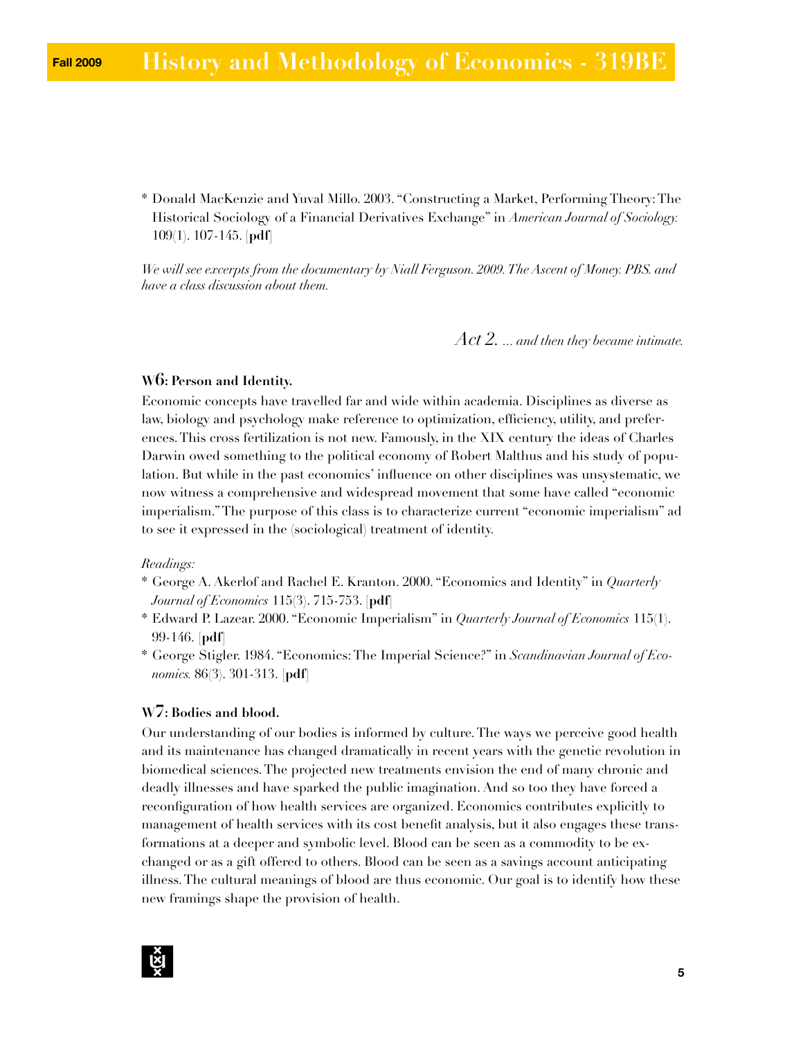* Donald MacKenzie and Yuval Millo. 2003. "Constructing a Market, Performing Theory: The Historical Sociology of a Financial Derivatives Exchange" in *American Journal of Sociology.* 109(1). 107-145. [**pdf**]

*We will see excerpts from the documentary by Niall Ferguson. 2009. The Ascent of Money. PBS. and have a class discussion about them.*

## *Act 2. ... and then they became intimate.*

### W6: Person and Identity.

Economic concepts have travelled far and wide within academia. Disciplines as diverse as law, biology and psychology make reference to optimization, efficiency, utility, and preferences. This cross fertilization is not new. Famously, in the XIX century the ideas of Charles Darwin owed something to the political economy of Robert Malthus and his study of population. But while in the past economics' influence on other disciplines was unsystematic, we now witness a comprehensive and widespread movement that some have called "economic imperialism." The purpose of this class is to characterize current "economic imperialism" ad to see it expressed in the (sociological) treatment of identity.

*Readings:*

* George A. Akerlof and Rachel E. Kranton. 2000. "Economics and Identity" in *Quarterly Journal of Economics* 115(3). 715-753. [**pdf**]
* Edward P. Lazear. 2000. "Economic Imperialism" in *Quarterly Journal of Economics* 115(1). 99-146. [**pdf**]
* George Stigler. 1984. "Economics: The Imperial Science?" in *Scandinavian Journal of Economics.* 86(3). 301-313. [**pdf**]

### W7: Bodies and blood.

Our understanding of our bodies is informed by culture. The ways we perceive good health and its maintenance has changed dramatically in recent years with the genetic revolution in biomedical sciences. The projected new treatments envision the end of many chronic and deadly illnesses and have sparked the public imagination. And so too they have forced a reconfiguration of how health services are organized. Economics contributes explicitly to management of health services with its cost benefit analysis, but it also engages these transformations at a deeper and symbolic level. Blood can be seen as a commodity to be exchanged or as a gift offered to others. Blood can be seen as a savings account anticipating illness. The cultural meanings of blood are thus economic. Our goal is to identify how these new framings shape the provision of health.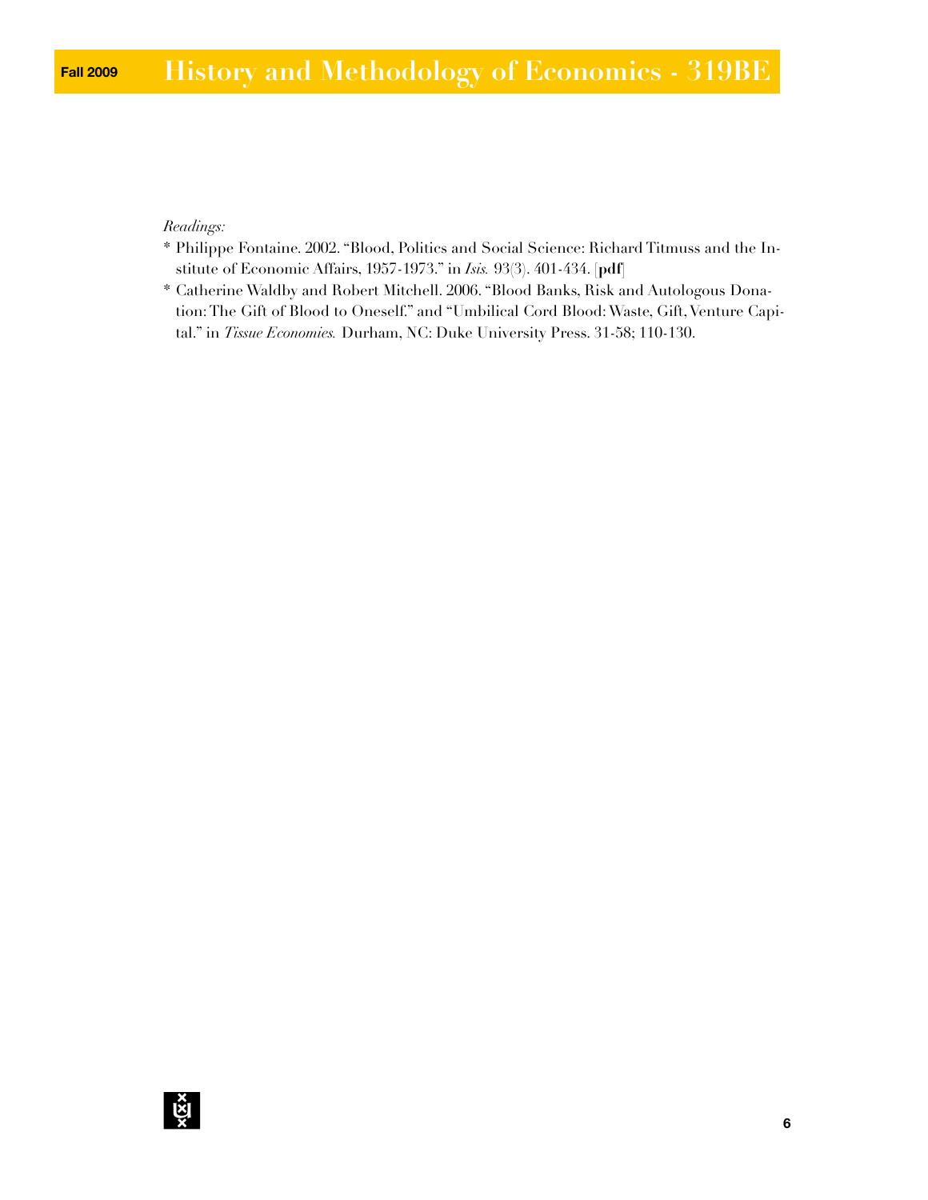*Readings:*

* Philippe Fontaine. 2002. "Blood, Politics and Social Science: Richard Titmuss and the Institute of Economic Affairs, 1957-1973." in *Isis.* 93(3). 401-434. [**pdf**]
* Catherine Waldby and Robert Mitchell. 2006. "Blood Banks, Risk and Autologous Donation: The Gift of Blood to Oneself." and "Umbilical Cord Blood: Waste, Gift, Venture Capital." in *Tissue Economies.* Durham, NC: Duke University Press. 31-58; 110-130.